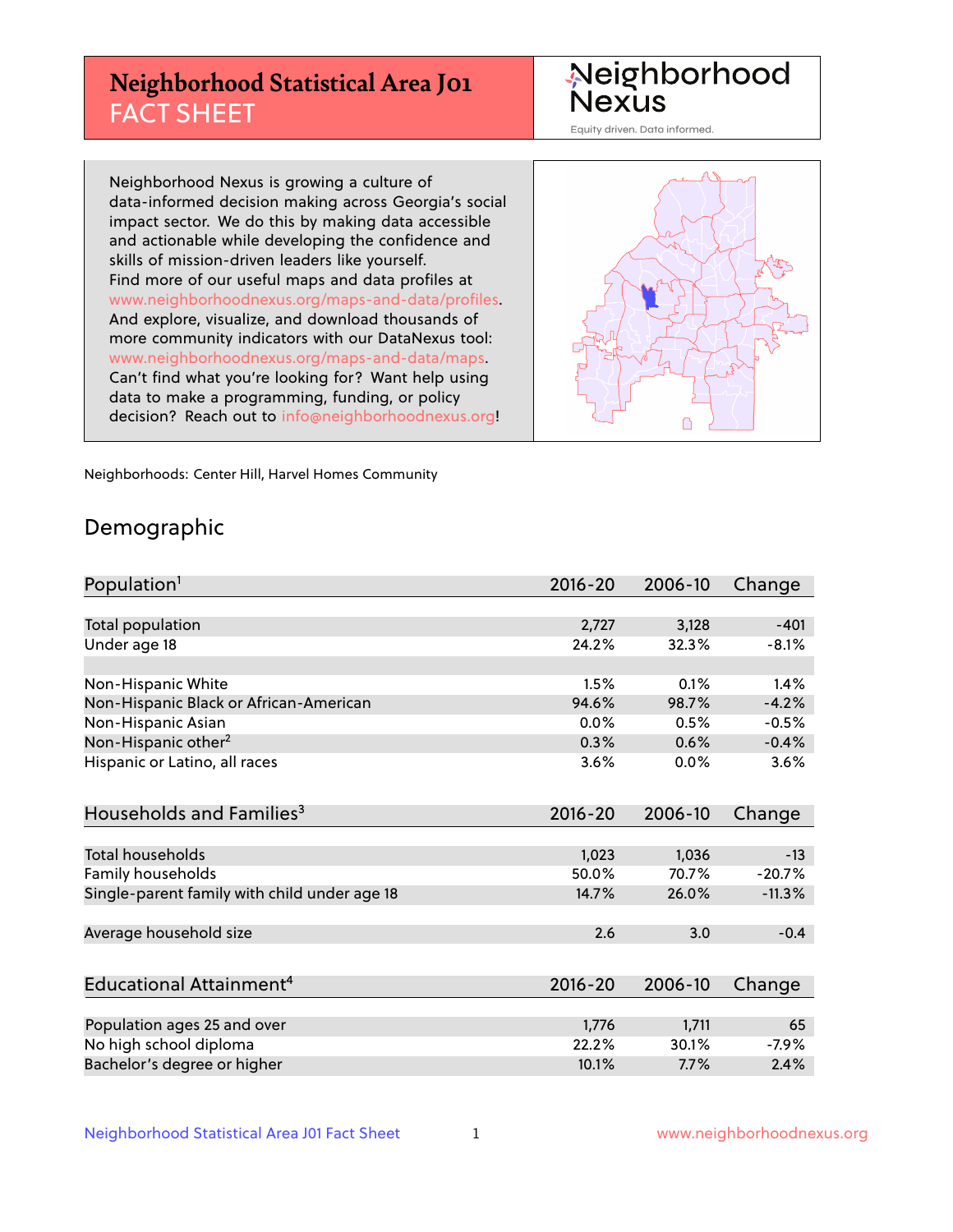# Neighborhood Statistical Area J01 FACT SHEET

Neighborhood Nexus

Equity driven. Data informed.

Neighborhood Nexus is growing a culture of data-informed decision making across Georgia's social impact sector. We do this by making data accessible and actionable while developing the confidence and skills of mission-driven leaders like yourself. Find more of our useful maps and data profiles at www.neighborhoodnexus.org/maps-and-data/profiles. And explore, visualize, and download thousands of more community indicators with our DataNexus tool: www.neighborhoodnexus.org/maps-and-data/maps. Can't find what you're looking for? Want help using data to make a programming, funding, or policy decision? Reach out to info@neighborhoodnexus.org!

Neighborhoods: Center Hill, Harvel Homes Community

## Demographic

| Population[1] | 2016-20 | 2006-10 | Change |
|---|---|---|---|
| Total population | 2,727 | 3,128 | -401 |
| Under age 18 | 24.2% | 32.3% | -8.1% |
| | | | |
| Non-Hispanic White | 1.5% | 0.1% | 1.4% |
| Non-Hispanic Black or African-American | 94.6% | 98.7% | -4.2% |
| Non-Hispanic Asian | 0.0% | 0.5% | -0.5% |
| Non-Hispanic other[2] | 0.3% | 0.6% | -0.4% |
| Hispanic or Latino, all races | 3.6% | 0.0% | 3.6% |

| Households and Families[3] | 2016-20 | 2006-10 | Change |
|---|---|---|---|
| Total households | 1,023 | 1,036 | -13 |
| Family households | 50.0% | 70.7% | -20.7% |
| Single-parent family with child under age 18 | 14.7% | 26.0% | -11.3% |
| | | | |
| Average household size | 2.6 | 3.0 | -0.4 |

| Educational Attainment[4] | 2016-20 | 2006-10 | Change |
|---|---|---|---|
| Population ages 25 and over | 1,776 | 1,711 | 65 |
| No high school diploma | 22.2% | 30.1% | -7.9% |
| Bachelor's degree or higher | 10.1% | 7.7% | 2.4% |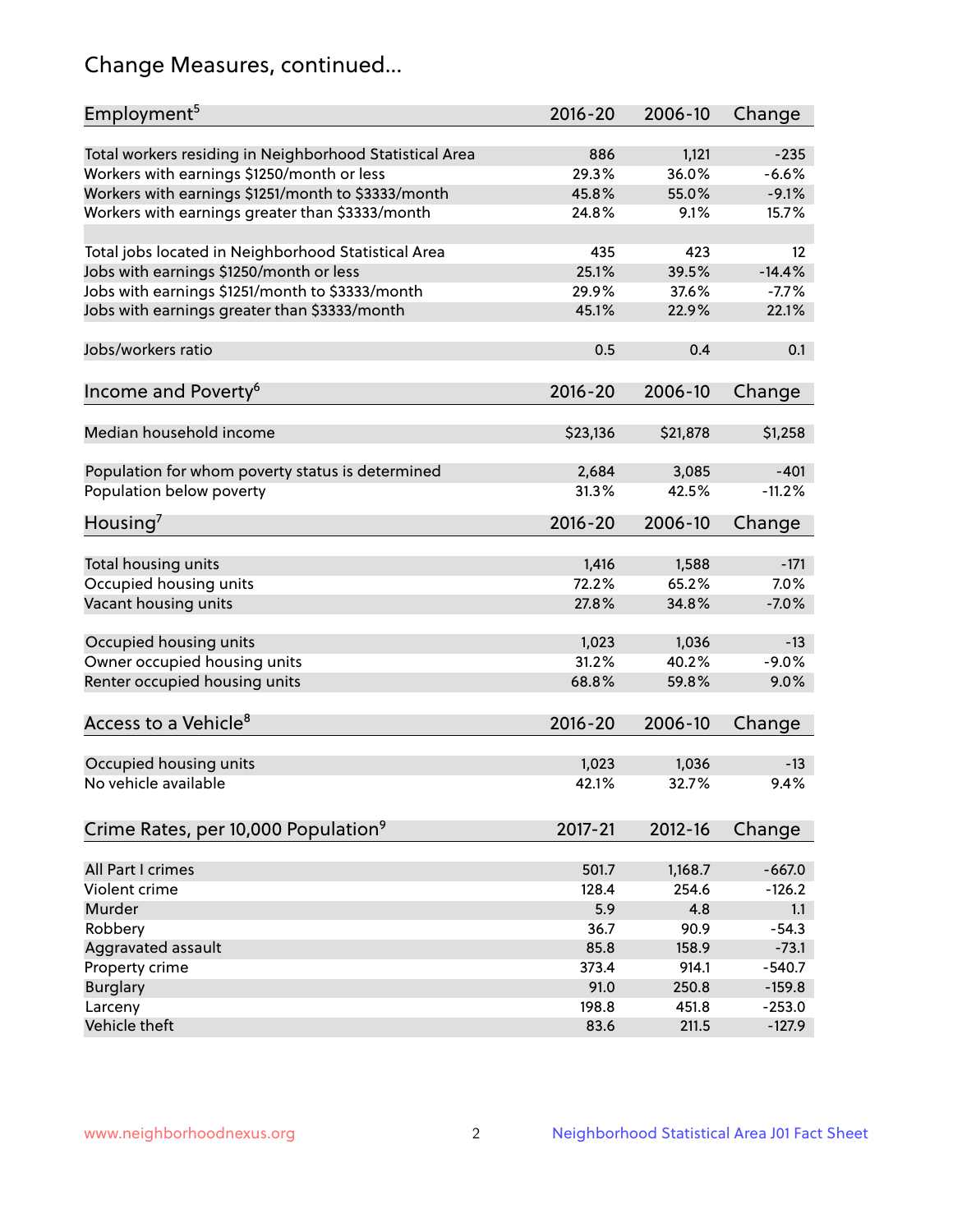# Change Measures, continued...

| Employment[5] | 2016-20 | 2006-10 | Change |
|---|---|---|---|
| Total workers residing in Neighborhood Statistical Area | 886 | 1,121 | -235 |
| Workers with earnings $1250/month or less | 29.3% | 36.0% | -6.6% |
| Workers with earnings $1251/month to $3333/month | 45.8% | 55.0% | -9.1% |
| Workers with earnings greater than $3333/month | 24.8% | 9.1% | 15.7% |
| | | | |
| Total jobs located in Neighborhood Statistical Area | 435 | 423 | 12 |
| Jobs with earnings $1250/month or less | 25.1% | 39.5% | -14.4% |
| Jobs with earnings $1251/month to $3333/month | 29.9% | 37.6% | -7.7% |
| Jobs with earnings greater than $3333/month | 45.1% | 22.9% | 22.1% |
| | | | |
| Jobs/workers ratio | 0.5 | 0.4 | 0.1 |

| Income and Poverty[6] | 2016-20 | 2006-10 | Change |
|---|---|---|---|
| Median household income | $23,136 | $21,878 | $1,258 |
| | | | |
| Population for whom poverty status is determined | 2,684 | 3,085 | -401 |
| Population below poverty | 31.3% | 42.5% | -11.2% |

| Housing[7] | 2016-20 | 2006-10 | Change |
|---|---|---|---|
| Total housing units | 1,416 | 1,588 | -171 |
| Occupied housing units | 72.2% | 65.2% | 7.0% |
| Vacant housing units | 27.8% | 34.8% | -7.0% |
| | | | |
| Occupied housing units | 1,023 | 1,036 | -13 |
| Owner occupied housing units | 31.2% | 40.2% | -9.0% |
| Renter occupied housing units | 68.8% | 59.8% | 9.0% |

| Access to a Vehicle[8] | 2016-20 | 2006-10 | Change |
|---|---|---|---|
| Occupied housing units | 1,023 | 1,036 | -13 |
| No vehicle available | 42.1% | 32.7% | 9.4% |

| Crime Rates, per 10,000 Population[9] | 2017-21 | 2012-16 | Change |
|---|---|---|---|
| All Part I crimes | 501.7 | 1,168.7 | -667.0 |
| Violent crime | 128.4 | 254.6 | -126.2 |
| Murder | 5.9 | 4.8 | 1.1 |
| Robbery | 36.7 | 90.9 | -54.3 |
| Aggravated assault | 85.8 | 158.9 | -73.1 |
| Property crime | 373.4 | 914.1 | -540.7 |
| Burglary | 91.0 | 250.8 | -159.8 |
| Larceny | 198.8 | 451.8 | -253.0 |
| Vehicle theft | 83.6 | 211.5 | -127.9 |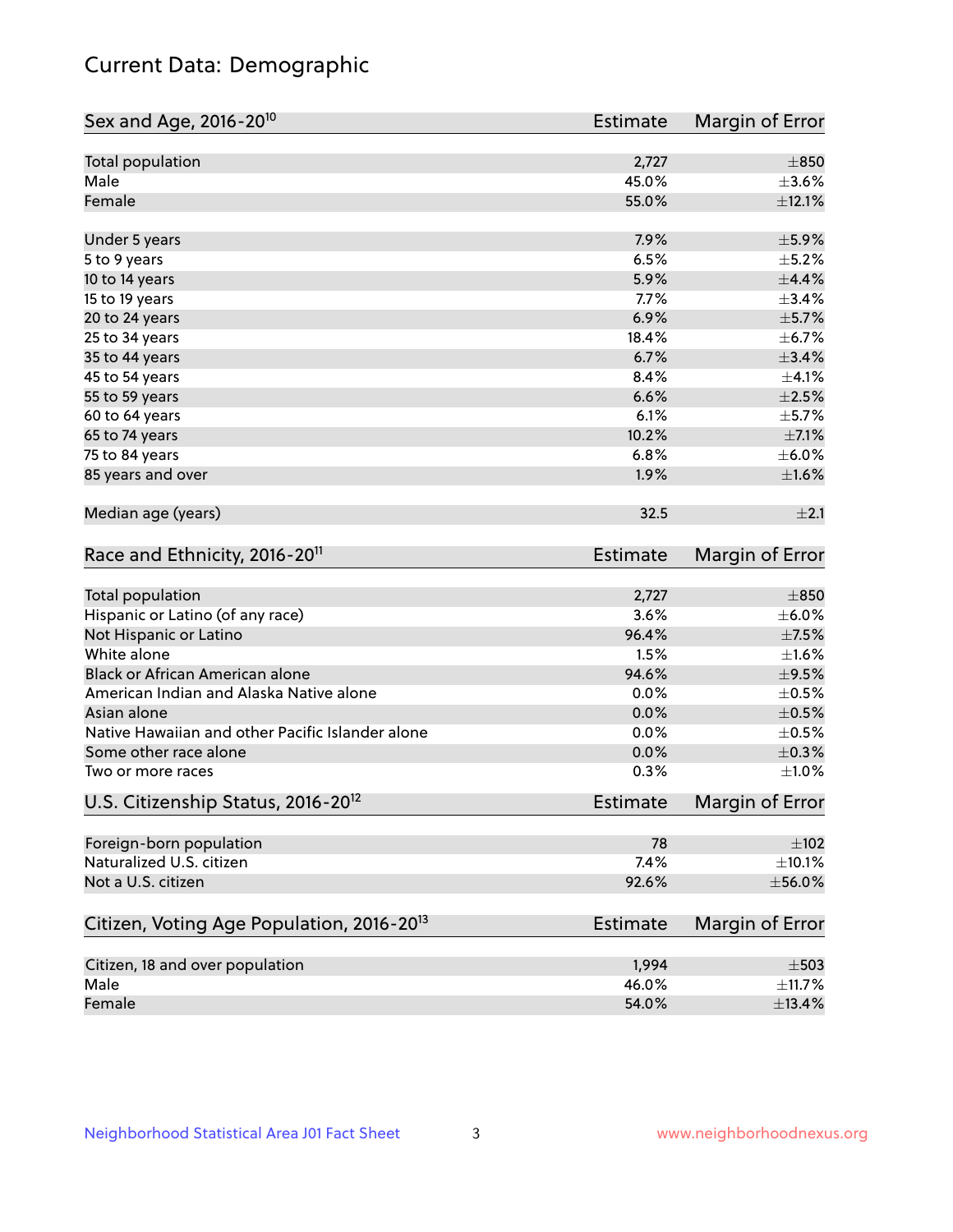# Current Data: Demographic

| Sex and Age, 2016-20[10] | Estimate | Margin of Error |
|---|---|---|
| Total population | 2,727 | ±850 |
| Male | 45.0% | ±3.6% |
| Female | 55.0% | ±12.1% |
| Under 5 years | 7.9% | ±5.9% |
| 5 to 9 years | 6.5% | ±5.2% |
| 10 to 14 years | 5.9% | ±4.4% |
| 15 to 19 years | 7.7% | ±3.4% |
| 20 to 24 years | 6.9% | ±5.7% |
| 25 to 34 years | 18.4% | ±6.7% |
| 35 to 44 years | 6.7% | ±3.4% |
| 45 to 54 years | 8.4% | ±4.1% |
| 55 to 59 years | 6.6% | ±2.5% |
| 60 to 64 years | 6.1% | ±5.7% |
| 65 to 74 years | 10.2% | ±7.1% |
| 75 to 84 years | 6.8% | ±6.0% |
| 85 years and over | 1.9% | ±1.6% |
| Median age (years) | 32.5 | ±2.1 |

| Race and Ethnicity, 2016-20[11] | Estimate | Margin of Error |
|---|---|---|
| Total population | 2,727 | ±850 |
| Hispanic or Latino (of any race) | 3.6% | ±6.0% |
| Not Hispanic or Latino | 96.4% | ±7.5% |
| White alone | 1.5% | ±1.6% |
| Black or African American alone | 94.6% | ±9.5% |
| American Indian and Alaska Native alone | 0.0% | ±0.5% |
| Asian alone | 0.0% | ±0.5% |
| Native Hawaiian and other Pacific Islander alone | 0.0% | ±0.5% |
| Some other race alone | 0.0% | ±0.3% |
| Two or more races | 0.3% | ±1.0% |

| U.S. Citizenship Status, 2016-20[12] | Estimate | Margin of Error |
|---|---|---|
| Foreign-born population | 78 | ±102 |
| Naturalized U.S. citizen | 7.4% | ±10.1% |
| Not a U.S. citizen | 92.6% | ±56.0% |

| Citizen, Voting Age Population, 2016-20[13] | Estimate | Margin of Error |
|---|---|---|
| Citizen, 18 and over population | 1,994 | ±503 |
| Male | 46.0% | ±11.7% |
| Female | 54.0% | ±13.4% |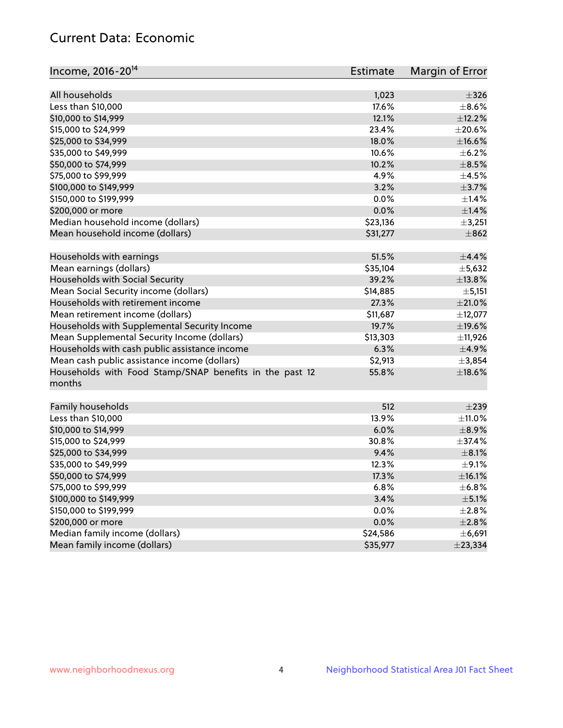## Current Data: Economic

| Income, 2016-20[14] | Estimate | Margin of Error |
|---|---|---|
| All households | 1,023 | ±326 |
| Less than $10,000 | 17.6% | ±8.6% |
| $10,000 to $14,999 | 12.1% | ±12.2% |
| $15,000 to $24,999 | 23.4% | ±20.6% |
| $25,000 to $34,999 | 18.0% | ±16.6% |
| $35,000 to $49,999 | 10.6% | ±6.2% |
| $50,000 to $74,999 | 10.2% | ±8.5% |
| $75,000 to $99,999 | 4.9% | ±4.5% |
| $100,000 to $149,999 | 3.2% | ±3.7% |
| $150,000 to $199,999 | 0.0% | ±1.4% |
| $200,000 or more | 0.0% | ±1.4% |
| Median household income (dollars) | $23,136 | ±3,251 |
| Mean household income (dollars) | $31,277 | ±862 |
| | | |
| Households with earnings | 51.5% | ±4.4% |
| Mean earnings (dollars) | $35,104 | ±5,632 |
| Households with Social Security | 39.2% | ±13.8% |
| Mean Social Security income (dollars) | $14,885 | ±5,151 |
| Households with retirement income | 27.3% | ±21.0% |
| Mean retirement income (dollars) | $11,687 | ±12,077 |
| Households with Supplemental Security Income | 19.7% | ±19.6% |
| Mean Supplemental Security Income (dollars) | $13,303 | ±11,926 |
| Households with cash public assistance income | 6.3% | ±4.9% |
| Mean cash public assistance income (dollars) | $2,913 | ±3,854 |
| Households with Food Stamp/SNAP benefits in the past 12 months | 55.8% | ±18.6% |
| | | |
| Family households | 512 | ±239 |
| Less than $10,000 | 13.9% | ±11.0% |
| $10,000 to $14,999 | 6.0% | ±8.9% |
| $15,000 to $24,999 | 30.8% | ±37.4% |
| $25,000 to $34,999 | 9.4% | ±8.1% |
| $35,000 to $49,999 | 12.3% | ±9.1% |
| $50,000 to $74,999 | 17.3% | ±16.1% |
| $75,000 to $99,999 | 6.8% | ±6.8% |
| $100,000 to $149,999 | 3.4% | ±5.1% |
| $150,000 to $199,999 | 0.0% | ±2.8% |
| $200,000 or more | 0.0% | ±2.8% |
| Median family income (dollars) | $24,586 | ±6,691 |
| Mean family income (dollars) | $35,977 | ±23,334 |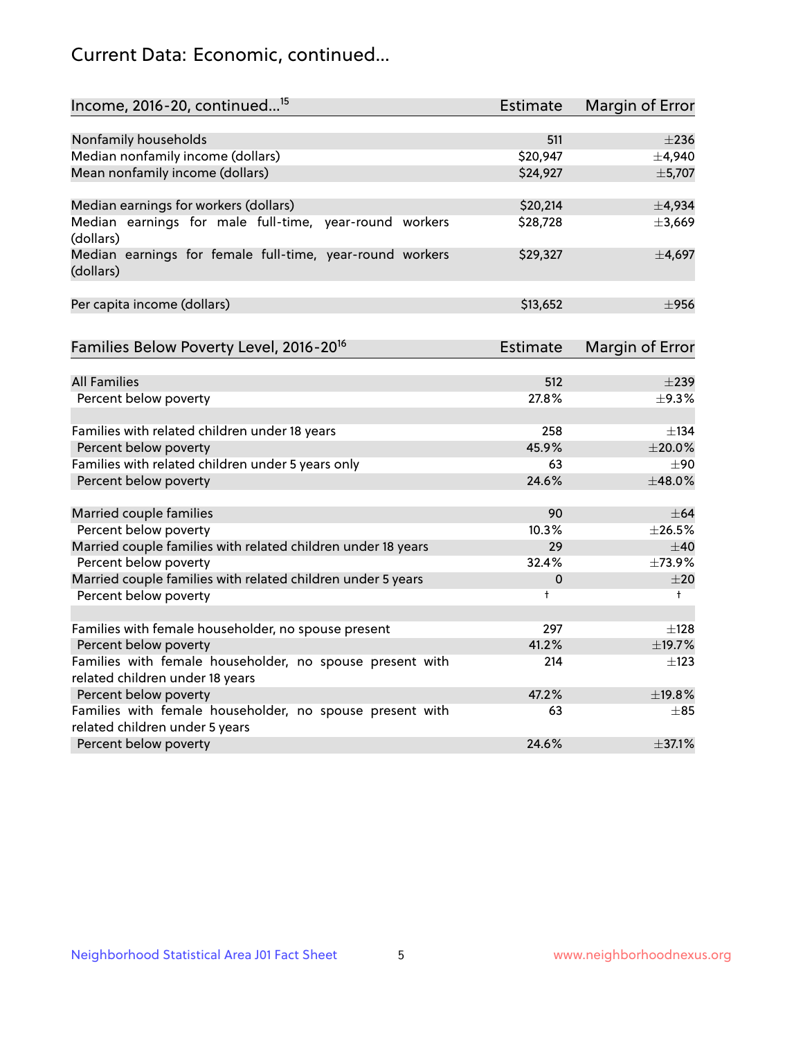# Current Data: Economic, continued...

| Income, 2016-20, continued...[15] | Estimate | Margin of Error |
|---|---|---|
| Nonfamily households | 511 | ±236 |
| Median nonfamily income (dollars) | $20,947 | ±4,940 |
| Mean nonfamily income (dollars) | $24,927 | ±5,707 |
| | | |
| Median earnings for workers (dollars) | $20,214 | ±4,934 |
| Median earnings for male full-time, year-round workers (dollars) | $28,728 | ±3,669 |
| Median earnings for female full-time, year-round workers (dollars) | $29,327 | ±4,697 |
| | | |
| Per capita income (dollars) | $13,652 | ±956 |

| Families Below Poverty Level, 2016-20[16] | Estimate | Margin of Error |
|---|---|---|
| All Families | 512 | ±239 |
| Percent below poverty | 27.8% | ±9.3% |
| | | |
| Families with related children under 18 years | 258 | ±134 |
| Percent below poverty | 45.9% | ±20.0% |
| Families with related children under 5 years only | 63 | ±90 |
| Percent below poverty | 24.6% | ±48.0% |
| | | |
| Married couple families | 90 | ±64 |
| Percent below poverty | 10.3% | ±26.5% |
| Married couple families with related children under 18 years | 29 | ±40 |
| Percent below poverty | 32.4% | ±73.9% |
| Married couple families with related children under 5 years | 0 | ±20 |
| Percent below poverty | † | † |
| | | |
| Families with female householder, no spouse present | 297 | ±128 |
| Percent below poverty | 41.2% | ±19.7% |
| Families with female householder, no spouse present with related children under 18 years | 214 | ±123 |
| Percent below poverty | 47.2% | ±19.8% |
| Families with female householder, no spouse present with related children under 5 years | 63 | ±85 |
| Percent below poverty | 24.6% | ±37.1% |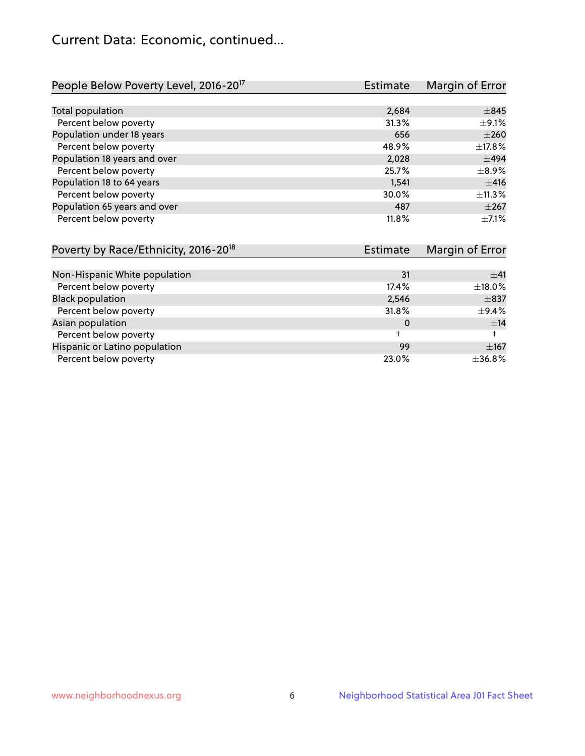## Current Data: Economic, continued...

| People Below Poverty Level, 2016-20[17] | Estimate | Margin of Error |
|---|---|---|
| Total population | 2,684 | ±845 |
| Percent below poverty | 31.3% | ±9.1% |
| Population under 18 years | 656 | ±260 |
| Percent below poverty | 48.9% | ±17.8% |
| Population 18 years and over | 2,028 | ±494 |
| Percent below poverty | 25.7% | ±8.9% |
| Population 18 to 64 years | 1,541 | ±416 |
| Percent below poverty | 30.0% | ±11.3% |
| Population 65 years and over | 487 | ±267 |
| Percent below poverty | 11.8% | ±7.1% |

| Poverty by Race/Ethnicity, 2016-20[18] | Estimate | Margin of Error |
|---|---|---|
| Non-Hispanic White population | 31 | ±41 |
| Percent below poverty | 17.4% | ±18.0% |
| Black population | 2,546 | ±837 |
| Percent below poverty | 31.8% | ±9.4% |
| Asian population | 0 | ±14 |
| Percent below poverty | † | † |
| Hispanic or Latino population | 99 | ±167 |
| Percent below poverty | 23.0% | ±36.8% |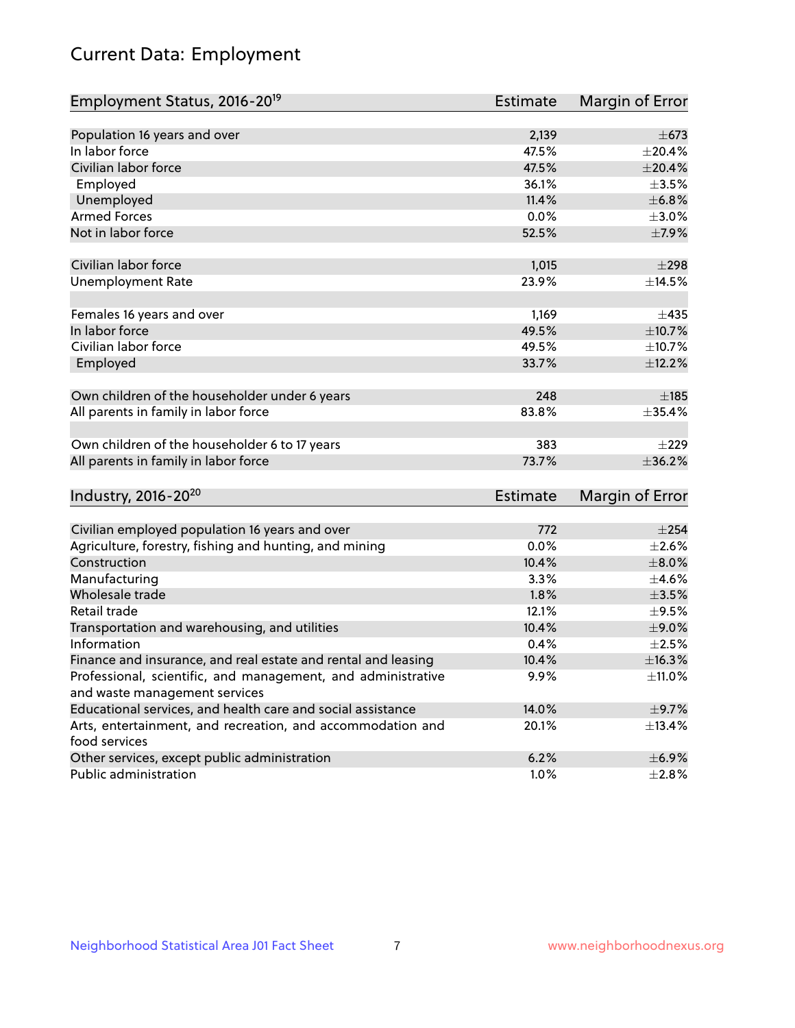# Current Data: Employment

| Employment Status, 2016-20[19] | Estimate | Margin of Error |
|---|---|---|
| Population 16 years and over | 2,139 | ±673 |
| In labor force | 47.5% | ±20.4% |
| Civilian labor force | 47.5% | ±20.4% |
| Employed | 36.1% | ±3.5% |
| Unemployed | 11.4% | ±6.8% |
| Armed Forces | 0.0% | ±3.0% |
| Not in labor force | 52.5% | ±7.9% |
| | | |
| Civilian labor force | 1,015 | ±298 |
| Unemployment Rate | 23.9% | ±14.5% |
| | | |
| Females 16 years and over | 1,169 | ±435 |
| In labor force | 49.5% | ±10.7% |
| Civilian labor force | 49.5% | ±10.7% |
| Employed | 33.7% | ±12.2% |
| | | |
| Own children of the householder under 6 years | 248 | ±185 |
| All parents in family in labor force | 83.8% | ±35.4% |
| | | |
| Own children of the householder 6 to 17 years | 383 | ±229 |
| All parents in family in labor force | 73.7% | ±36.2% |

| Industry, 2016-20[20] | Estimate | Margin of Error |
|---|---|---|
| Civilian employed population 16 years and over | 772 | ±254 |
| Agriculture, forestry, fishing and hunting, and mining | 0.0% | ±2.6% |
| Construction | 10.4% | ±8.0% |
| Manufacturing | 3.3% | ±4.6% |
| Wholesale trade | 1.8% | ±3.5% |
| Retail trade | 12.1% | ±9.5% |
| Transportation and warehousing, and utilities | 10.4% | ±9.0% |
| Information | 0.4% | ±2.5% |
| Finance and insurance, and real estate and rental and leasing | 10.4% | ±16.3% |
| Professional, scientific, and management, and administrative and waste management services | 9.9% | ±11.0% |
| Educational services, and health care and social assistance | 14.0% | ±9.7% |
| Arts, entertainment, and recreation, and accommodation and food services | 20.1% | ±13.4% |
| Other services, except public administration | 6.2% | ±6.9% |
| Public administration | 1.0% | ±2.8% |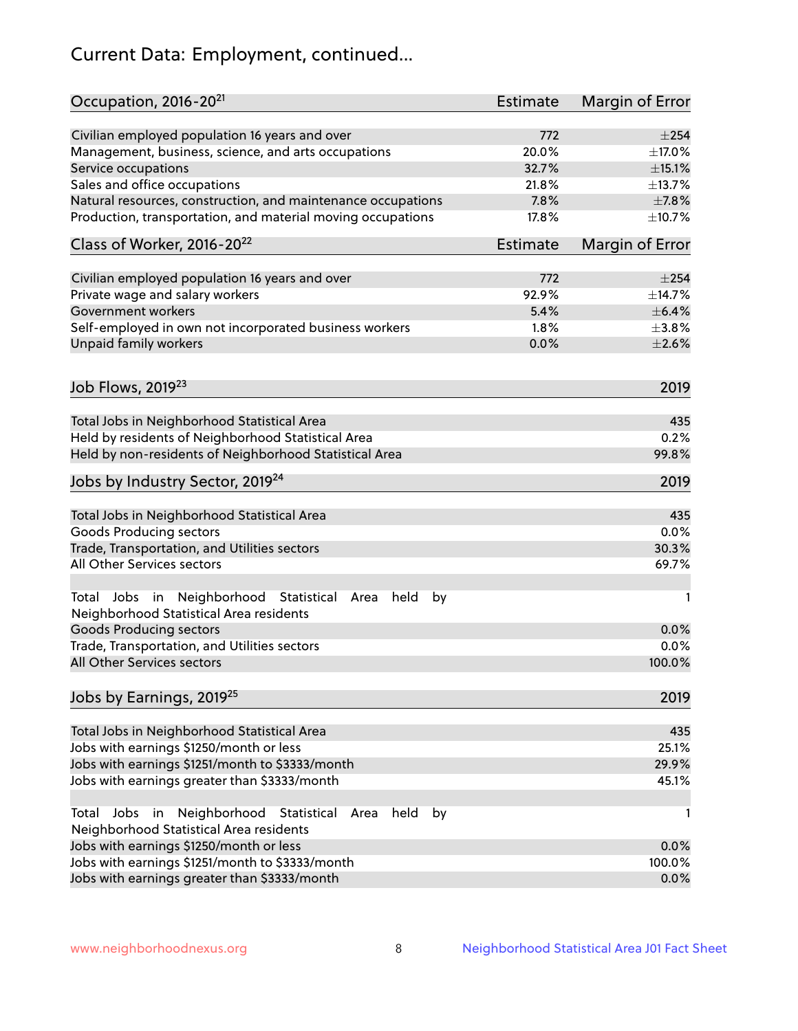# Current Data: Employment, continued...

| Occupation, 2016-20[21] | Estimate | Margin of Error |
|---|---|---|
| Civilian employed population 16 years and over | 772 | ±254 |
| Management, business, science, and arts occupations | 20.0% | ±17.0% |
| Service occupations | 32.7% | ±15.1% |
| Sales and office occupations | 21.8% | ±13.7% |
| Natural resources, construction, and maintenance occupations | 7.8% | ±7.8% |
| Production, transportation, and material moving occupations | 17.8% | ±10.7% |

| Class of Worker, 2016-20[22] | Estimate | Margin of Error |
|---|---|---|
| Civilian employed population 16 years and over | 772 | ±254 |
| Private wage and salary workers | 92.9% | ±14.7% |
| Government workers | 5.4% | ±6.4% |
| Self-employed in own not incorporated business workers | 1.8% | ±3.8% |
| Unpaid family workers | 0.0% | ±2.6% |

| Job Flows, 2019[23] | 2019 |
|---|---|
| Total Jobs in Neighborhood Statistical Area | 435 |
| Held by residents of Neighborhood Statistical Area | 0.2% |
| Held by non-residents of Neighborhood Statistical Area | 99.8% |

| Jobs by Industry Sector, 2019[24] | 2019 |
|---|---|
| Total Jobs in Neighborhood Statistical Area | 435 |
| Goods Producing sectors | 0.0% |
| Trade, Transportation, and Utilities sectors | 30.3% |
| All Other Services sectors | 69.7% |
| | |
| Total Jobs in Neighborhood Statistical Area held by Neighborhood Statistical Area residents | 1 |
| Goods Producing sectors | 0.0% |
| Trade, Transportation, and Utilities sectors | 0.0% |
| All Other Services sectors | 100.0% |

| Jobs by Earnings, 2019[25] | 2019 |
|---|---|
| Total Jobs in Neighborhood Statistical Area | 435 |
| Jobs with earnings $1250/month or less | 25.1% |
| Jobs with earnings $1251/month to $3333/month | 29.9% |
| Jobs with earnings greater than $3333/month | 45.1% |
| | |
| Total Jobs in Neighborhood Statistical Area held by Neighborhood Statistical Area residents | 1 |
| Jobs with earnings $1250/month or less | 0.0% |
| Jobs with earnings $1251/month to $3333/month | 100.0% |
| Jobs with earnings greater than $3333/month | 0.0% |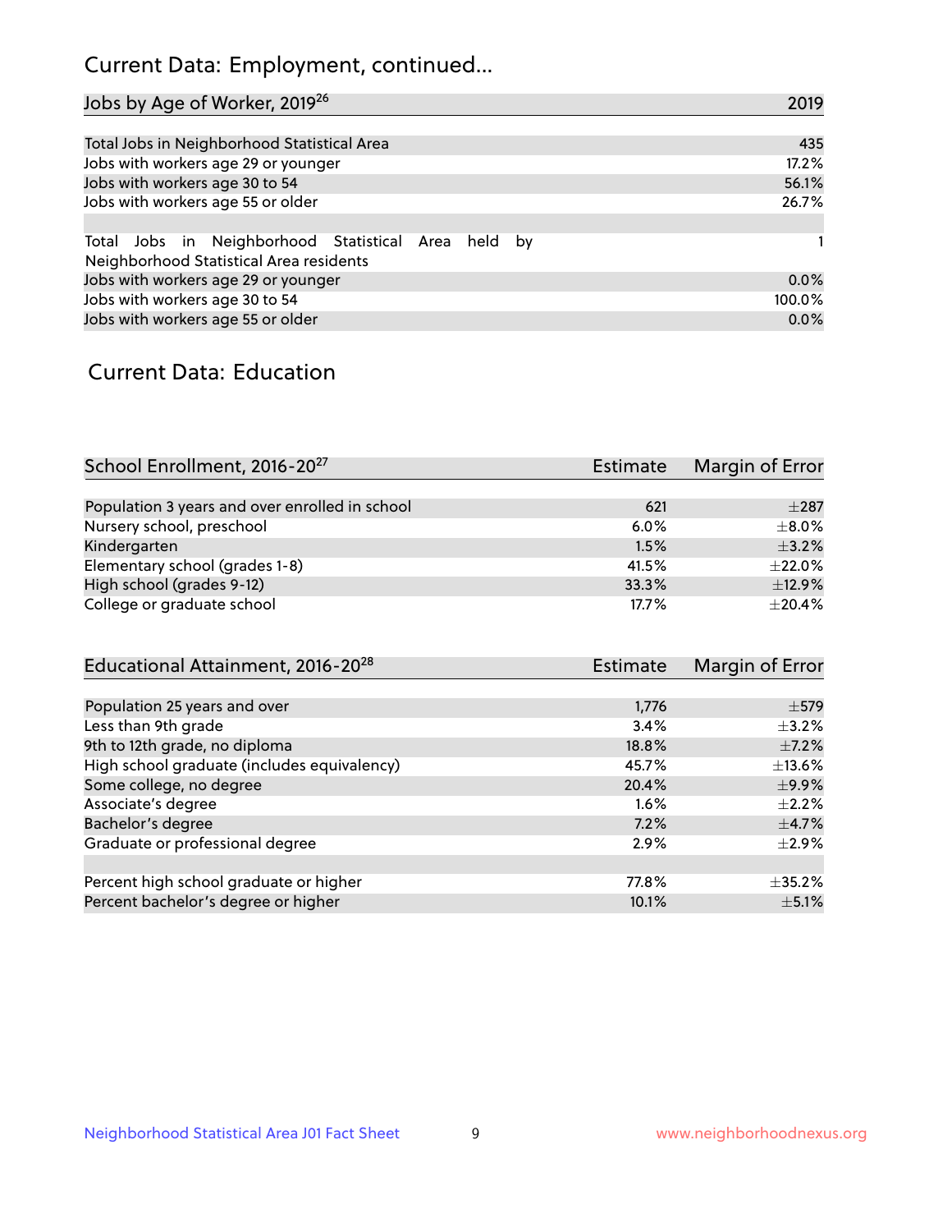## Current Data: Employment, continued...

| Jobs by Age of Worker, 2019[26] | 2019 |
|---|---|
| Total Jobs in Neighborhood Statistical Area | 435 |
| Jobs with workers age 29 or younger | 17.2% |
| Jobs with workers age 30 to 54 | 56.1% |
| Jobs with workers age 55 or older | 26.7% |
| | |
| Total Jobs in Neighborhood Statistical Area held by Neighborhood Statistical Area residents | 1 |
| Jobs with workers age 29 or younger | 0.0% |
| Jobs with workers age 30 to 54 | 100.0% |
| Jobs with workers age 55 or older | 0.0% |

## Current Data: Education

| School Enrollment, 2016-20[27] | Estimate | Margin of Error |
|---|---|---|
| Population 3 years and over enrolled in school | 621 | ±287 |
| Nursery school, preschool | 6.0% | ±8.0% |
| Kindergarten | 1.5% | ±3.2% |
| Elementary school (grades 1-8) | 41.5% | ±22.0% |
| High school (grades 9-12) | 33.3% | ±12.9% |
| College or graduate school | 17.7% | ±20.4% |

| Educational Attainment, 2016-20[28] | Estimate | Margin of Error |
|---|---|---|
| Population 25 years and over | 1,776 | ±579 |
| Less than 9th grade | 3.4% | ±3.2% |
| 9th to 12th grade, no diploma | 18.8% | ±7.2% |
| High school graduate (includes equivalency) | 45.7% | ±13.6% |
| Some college, no degree | 20.4% | ±9.9% |
| Associate's degree | 1.6% | ±2.2% |
| Bachelor's degree | 7.2% | ±4.7% |
| Graduate or professional degree | 2.9% | ±2.9% |
| | | |
| Percent high school graduate or higher | 77.8% | ±35.2% |
| Percent bachelor's degree or higher | 10.1% | ±5.1% |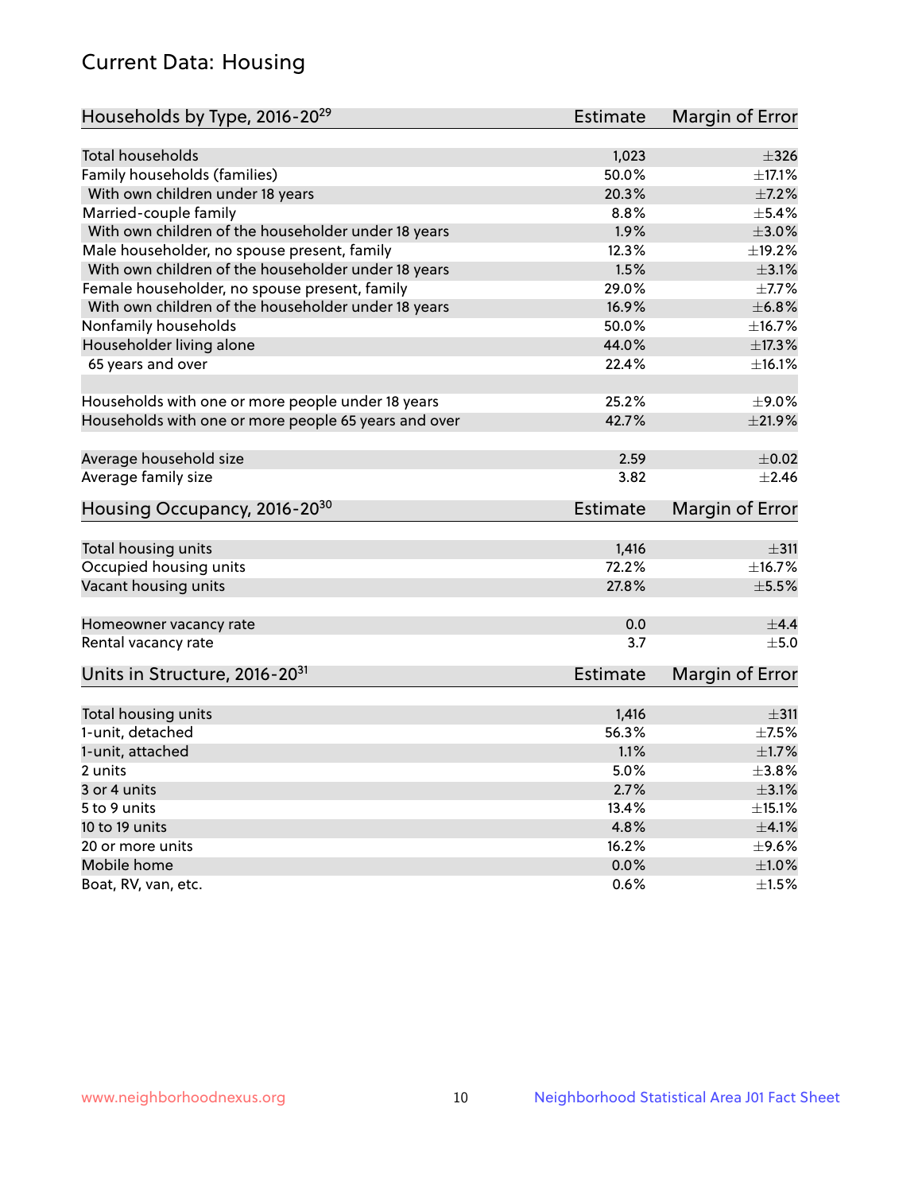## Current Data: Housing

| Households by Type, 2016-20[29] | Estimate | Margin of Error |
|---|---|---|
| Total households | 1,023 | ±326 |
| Family households (families) | 50.0% | ±17.1% |
| With own children under 18 years | 20.3% | ±7.2% |
| Married-couple family | 8.8% | ±5.4% |
| With own children of the householder under 18 years | 1.9% | ±3.0% |
| Male householder, no spouse present, family | 12.3% | ±19.2% |
| With own children of the householder under 18 years | 1.5% | ±3.1% |
| Female householder, no spouse present, family | 29.0% | ±7.7% |
| With own children of the householder under 18 years | 16.9% | ±6.8% |
| Nonfamily households | 50.0% | ±16.7% |
| Householder living alone | 44.0% | ±17.3% |
| 65 years and over | 22.4% | ±16.1% |
| Households with one or more people under 18 years | 25.2% | ±9.0% |
| Households with one or more people 65 years and over | 42.7% | ±21.9% |
| Average household size | 2.59 | ±0.02 |
| Average family size | 3.82 | ±2.46 |

| Housing Occupancy, 2016-20[30] | Estimate | Margin of Error |
|---|---|---|
| Total housing units | 1,416 | ±311 |
| Occupied housing units | 72.2% | ±16.7% |
| Vacant housing units | 27.8% | ±5.5% |
| Homeowner vacancy rate | 0.0 | ±4.4 |
| Rental vacancy rate | 3.7 | ±5.0 |

| Units in Structure, 2016-20[31] | Estimate | Margin of Error |
|---|---|---|
| Total housing units | 1,416 | ±311 |
| 1-unit, detached | 56.3% | ±7.5% |
| 1-unit, attached | 1.1% | ±1.7% |
| 2 units | 5.0% | ±3.8% |
| 3 or 4 units | 2.7% | ±3.1% |
| 5 to 9 units | 13.4% | ±15.1% |
| 10 to 19 units | 4.8% | ±4.1% |
| 20 or more units | 16.2% | ±9.6% |
| Mobile home | 0.0% | ±1.0% |
| Boat, RV, van, etc. | 0.6% | ±1.5% |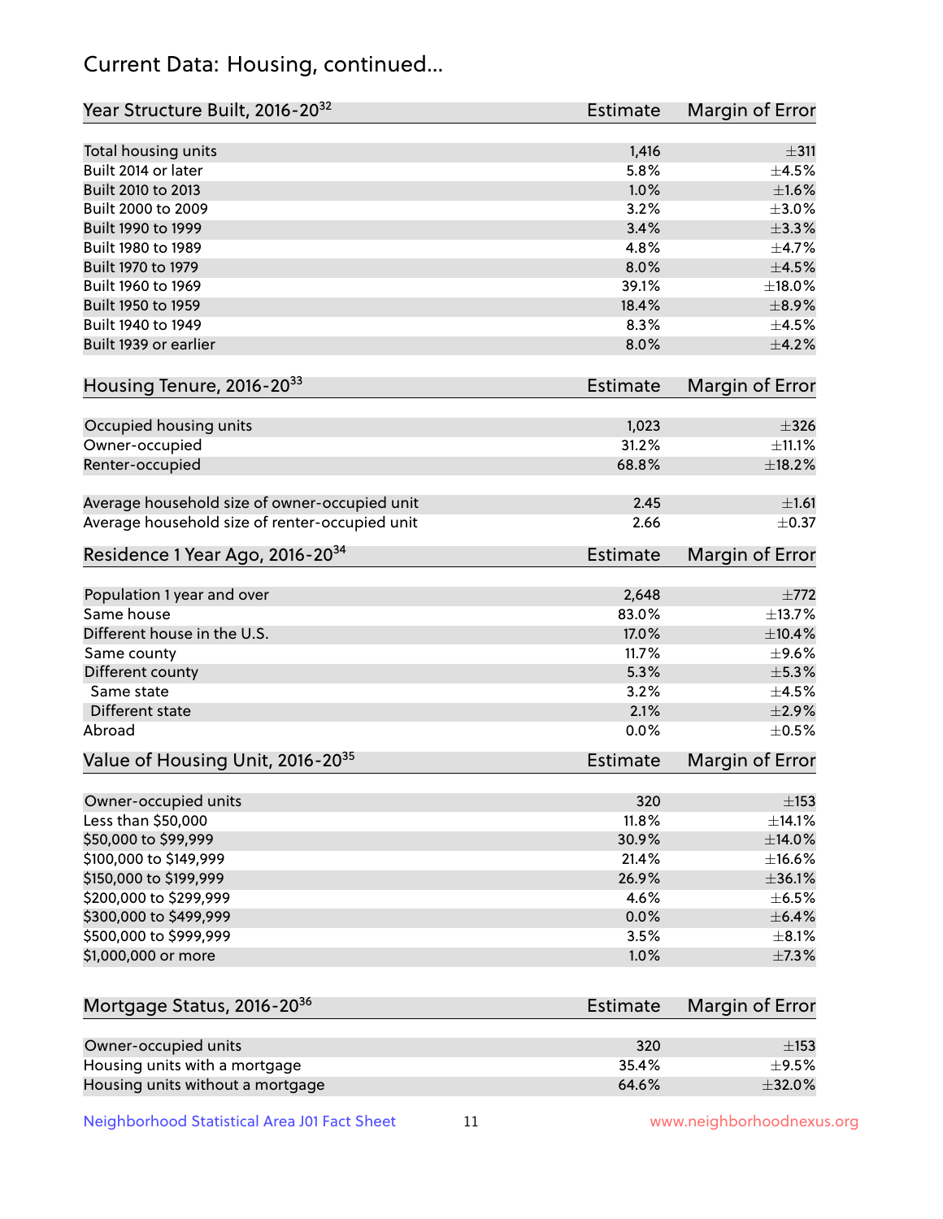# Current Data: Housing, continued...

| Year Structure Built, 2016-20[32] | Estimate | Margin of Error |
|---|---|---|
| Total housing units | 1,416 | ±311 |
| Built 2014 or later | 5.8% | ±4.5% |
| Built 2010 to 2013 | 1.0% | ±1.6% |
| Built 2000 to 2009 | 3.2% | ±3.0% |
| Built 1990 to 1999 | 3.4% | ±3.3% |
| Built 1980 to 1989 | 4.8% | ±4.7% |
| Built 1970 to 1979 | 8.0% | ±4.5% |
| Built 1960 to 1969 | 39.1% | ±18.0% |
| Built 1950 to 1959 | 18.4% | ±8.9% |
| Built 1940 to 1949 | 8.3% | ±4.5% |
| Built 1939 or earlier | 8.0% | ±4.2% |

| Housing Tenure, 2016-20[33] | Estimate | Margin of Error |
|---|---|---|
| Occupied housing units | 1,023 | ±326 |
| Owner-occupied | 31.2% | ±11.1% |
| Renter-occupied | 68.8% | ±18.2% |
| Average household size of owner-occupied unit | 2.45 | ±1.61 |
| Average household size of renter-occupied unit | 2.66 | ±0.37 |

| Residence 1 Year Ago, 2016-20[34] | Estimate | Margin of Error |
|---|---|---|
| Population 1 year and over | 2,648 | ±772 |
| Same house | 83.0% | ±13.7% |
| Different house in the U.S. | 17.0% | ±10.4% |
| Same county | 11.7% | ±9.6% |
| Different county | 5.3% | ±5.3% |
| Same state | 3.2% | ±4.5% |
| Different state | 2.1% | ±2.9% |
| Abroad | 0.0% | ±0.5% |

| Value of Housing Unit, 2016-20[35] | Estimate | Margin of Error |
|---|---|---|
| Owner-occupied units | 320 | ±153 |
| Less than $50,000 | 11.8% | ±14.1% |
| $50,000 to $99,999 | 30.9% | ±14.0% |
| $100,000 to $149,999 | 21.4% | ±16.6% |
| $150,000 to $199,999 | 26.9% | ±36.1% |
| $200,000 to $299,999 | 4.6% | ±6.5% |
| $300,000 to $499,999 | 0.0% | ±6.4% |
| $500,000 to $999,999 | 3.5% | ±8.1% |
| $1,000,000 or more | 1.0% | ±7.3% |

| Mortgage Status, 2016-20[36] | Estimate | Margin of Error |
|---|---|---|
| Owner-occupied units | 320 | ±153 |
| Housing units with a mortgage | 35.4% | ±9.5% |
| Housing units without a mortgage | 64.6% | ±32.0% |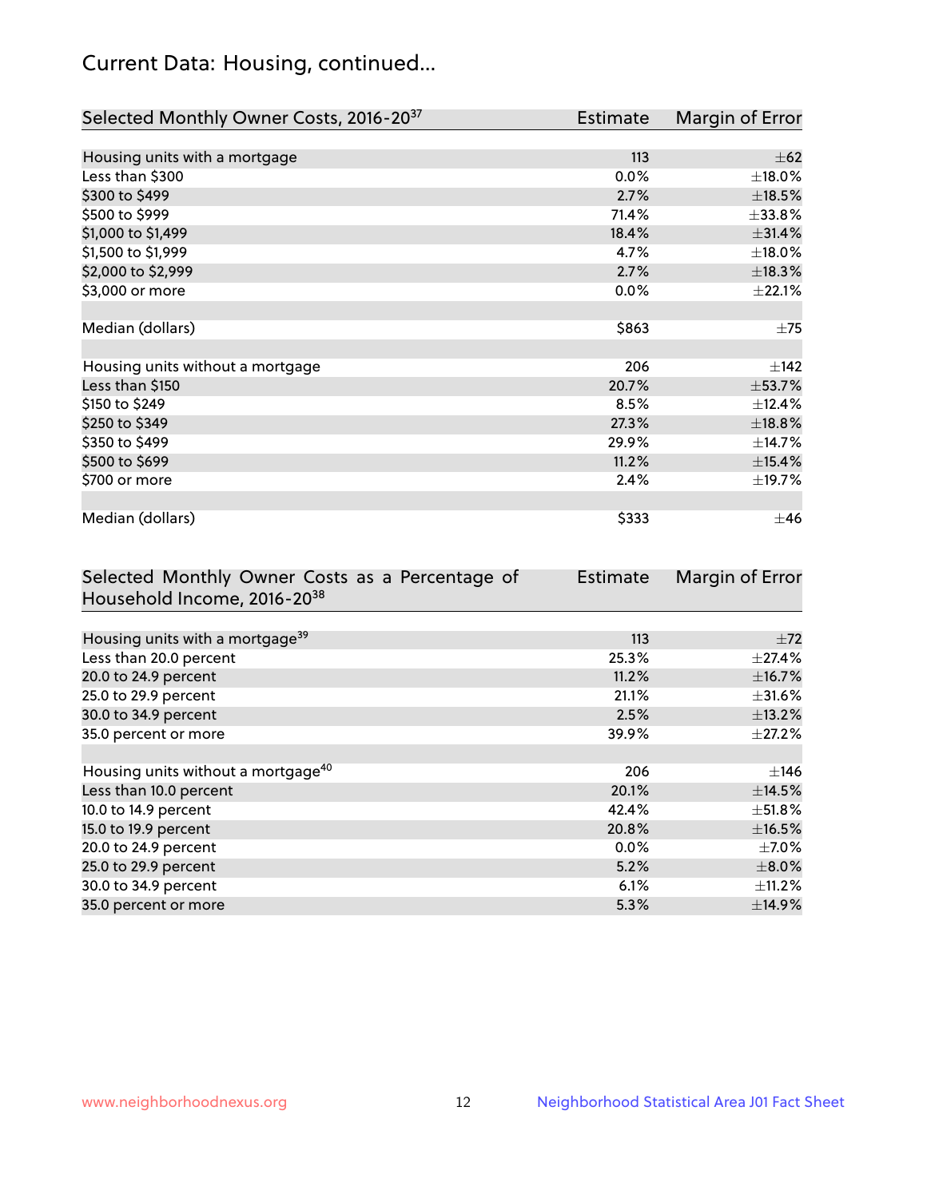## Current Data: Housing, continued...

| Selected Monthly Owner Costs, 2016-20[37] | Estimate | Margin of Error |
|---|---|---|
| Housing units with a mortgage | 113 | ±62 |
| Less than $300 | 0.0% | ±18.0% |
| $300 to $499 | 2.7% | ±18.5% |
| $500 to $999 | 71.4% | ±33.8% |
| $1,000 to $1,499 | 18.4% | ±31.4% |
| $1,500 to $1,999 | 4.7% | ±18.0% |
| $2,000 to $2,999 | 2.7% | ±18.3% |
| $3,000 or more | 0.0% | ±22.1% |
| | | |
| Median (dollars) | $863 | ±75 |
| | | |
| Housing units without a mortgage | 206 | ±142 |
| Less than $150 | 20.7% | ±53.7% |
| $150 to $249 | 8.5% | ±12.4% |
| $250 to $349 | 27.3% | ±18.8% |
| $350 to $499 | 29.9% | ±14.7% |
| $500 to $699 | 11.2% | ±15.4% |
| $700 or more | 2.4% | ±19.7% |
| | | |
| Median (dollars) | $333 | ±46 |

| Selected Monthly Owner Costs as a Percentage of Household Income, 2016-20[38] | Estimate | Margin of Error |
|---|---|---|
| Housing units with a mortgage[39] | 113 | ±72 |
| Less than 20.0 percent | 25.3% | ±27.4% |
| 20.0 to 24.9 percent | 11.2% | ±16.7% |
| 25.0 to 29.9 percent | 21.1% | ±31.6% |
| 30.0 to 34.9 percent | 2.5% | ±13.2% |
| 35.0 percent or more | 39.9% | ±27.2% |
| | | |
| Housing units without a mortgage[40] | 206 | ±146 |
| Less than 10.0 percent | 20.1% | ±14.5% |
| 10.0 to 14.9 percent | 42.4% | ±51.8% |
| 15.0 to 19.9 percent | 20.8% | ±16.5% |
| 20.0 to 24.9 percent | 0.0% | ±7.0% |
| 25.0 to 29.9 percent | 5.2% | ±8.0% |
| 30.0 to 34.9 percent | 6.1% | ±11.2% |
| 35.0 percent or more | 5.3% | ±14.9% |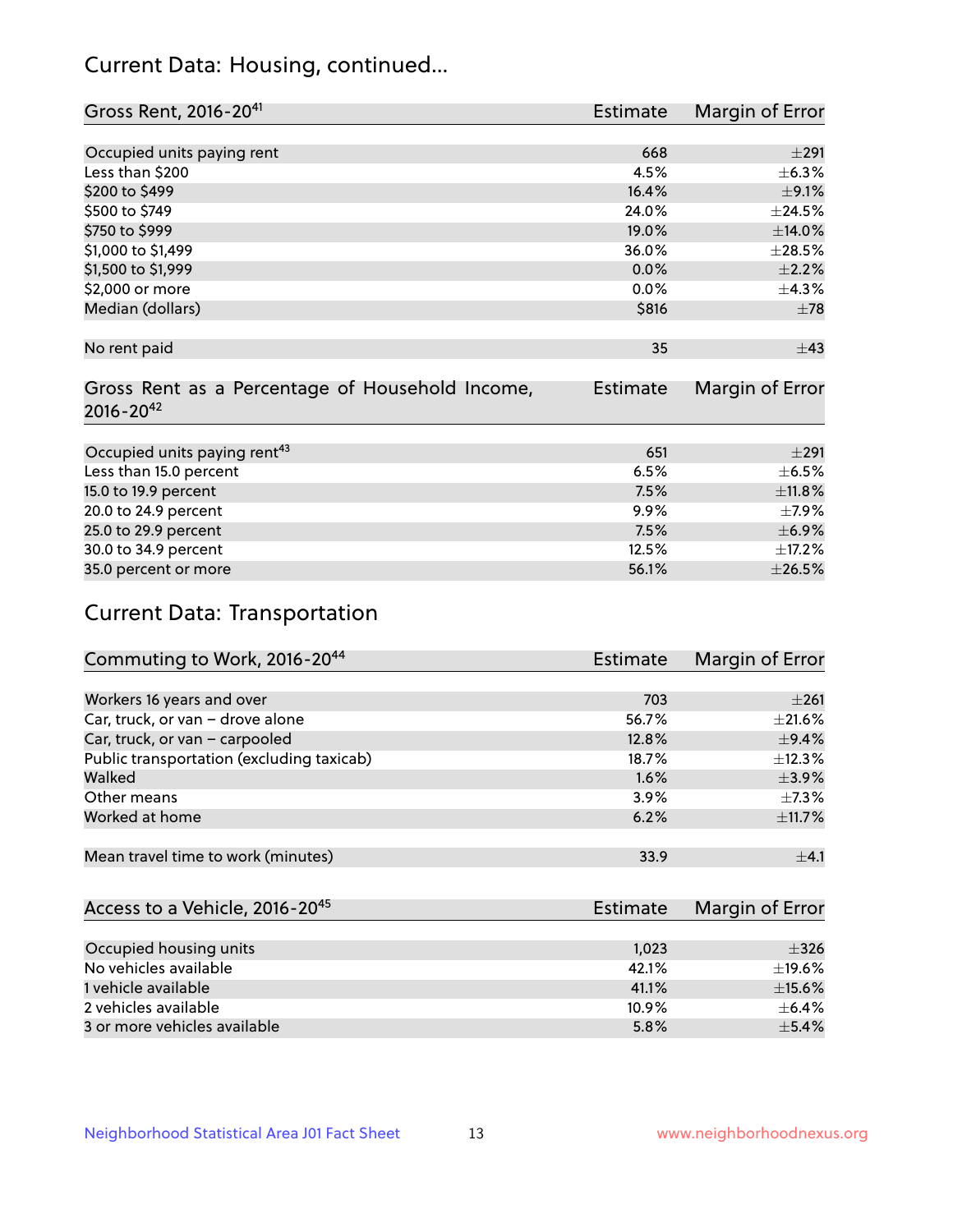## Current Data: Housing, continued...

| Gross Rent, 2016-20[41] | Estimate | Margin of Error |
|---|---|---|
| Occupied units paying rent | 668 | ±291 |
| Less than $200 | 4.5% | ±6.3% |
| $200 to $499 | 16.4% | ±9.1% |
| $500 to $749 | 24.0% | ±24.5% |
| $750 to $999 | 19.0% | ±14.0% |
| $1,000 to $1,499 | 36.0% | ±28.5% |
| $1,500 to $1,999 | 0.0% | ±2.2% |
| $2,000 or more | 0.0% | ±4.3% |
| Median (dollars) | $816 | ±78 |
| No rent paid | 35 | ±43 |

| Gross Rent as a Percentage of Household Income, 2016-20[42] | Estimate | Margin of Error |
|---|---|---|
| Occupied units paying rent[43] | 651 | ±291 |
| Less than 15.0 percent | 6.5% | ±6.5% |
| 15.0 to 19.9 percent | 7.5% | ±11.8% |
| 20.0 to 24.9 percent | 9.9% | ±7.9% |
| 25.0 to 29.9 percent | 7.5% | ±6.9% |
| 30.0 to 34.9 percent | 12.5% | ±17.2% |
| 35.0 percent or more | 56.1% | ±26.5% |

## Current Data: Transportation

| Commuting to Work, 2016-20[44] | Estimate | Margin of Error |
|---|---|---|
| Workers 16 years and over | 703 | ±261 |
| Car, truck, or van – drove alone | 56.7% | ±21.6% |
| Car, truck, or van – carpooled | 12.8% | ±9.4% |
| Public transportation (excluding taxicab) | 18.7% | ±12.3% |
| Walked | 1.6% | ±3.9% |
| Other means | 3.9% | ±7.3% |
| Worked at home | 6.2% | ±11.7% |
| Mean travel time to work (minutes) | 33.9 | ±4.1 |

| Access to a Vehicle, 2016-20[45] | Estimate | Margin of Error |
|---|---|---|
| Occupied housing units | 1,023 | ±326 |
| No vehicles available | 42.1% | ±19.6% |
| 1 vehicle available | 41.1% | ±15.6% |
| 2 vehicles available | 10.9% | ±6.4% |
| 3 or more vehicles available | 5.8% | ±5.4% |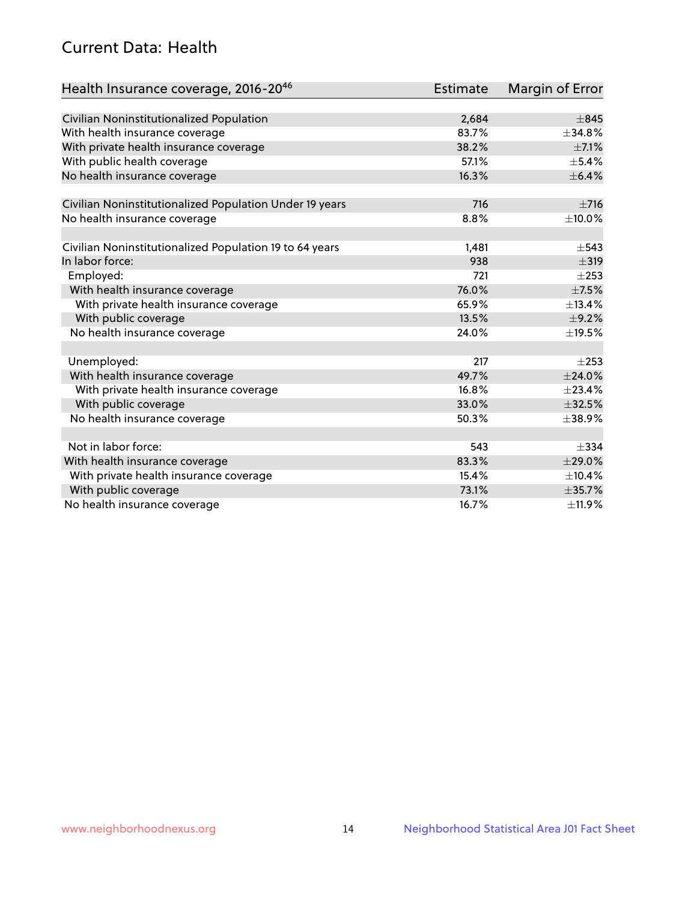## Current Data: Health

| Health Insurance coverage, 2016-20[46] | Estimate | Margin of Error |
|---|---|---|
| Civilian Noninstitutionalized Population | 2,684 | ±845 |
| With health insurance coverage | 83.7% | ±34.8% |
| With private health insurance coverage | 38.2% | ±7.1% |
| With public health coverage | 57.1% | ±5.4% |
| No health insurance coverage | 16.3% | ±6.4% |
| | | |
| Civilian Noninstitutionalized Population Under 19 years | 716 | ±716 |
| No health insurance coverage | 8.8% | ±10.0% |
| | | |
| Civilian Noninstitutionalized Population 19 to 64 years | 1,481 | ±543 |
| In labor force: | 938 | ±319 |
| Employed: | 721 | ±253 |
| With health insurance coverage | 76.0% | ±7.5% |
| With private health insurance coverage | 65.9% | ±13.4% |
| With public coverage | 13.5% | ±9.2% |
| No health insurance coverage | 24.0% | ±19.5% |
| | | |
| Unemployed: | 217 | ±253 |
| With health insurance coverage | 49.7% | ±24.0% |
| With private health insurance coverage | 16.8% | ±23.4% |
| With public coverage | 33.0% | ±32.5% |
| No health insurance coverage | 50.3% | ±38.9% |
| | | |
| Not in labor force: | 543 | ±334 |
| With health insurance coverage | 83.3% | ±29.0% |
| With private health insurance coverage | 15.4% | ±10.4% |
| With public coverage | 73.1% | ±35.7% |
| No health insurance coverage | 16.7% | ±11.9% |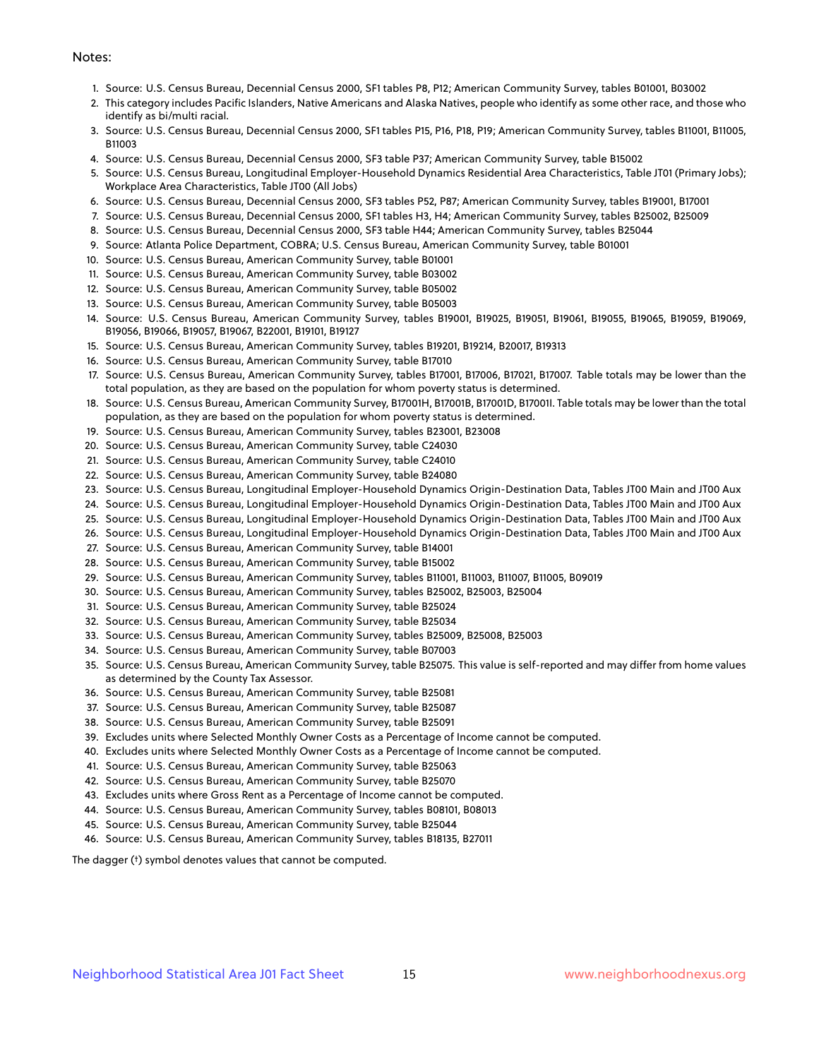Notes:

1. Source: U.S. Census Bureau, Decennial Census 2000, SF1 tables P8, P12; American Community Survey, tables B01001, B03002
2. This category includes Pacific Islanders, Native Americans and Alaska Natives, people who identify as some other race, and those who identify as bi/multi racial.
3. Source: U.S. Census Bureau, Decennial Census 2000, SF1 tables P15, P16, P18, P19; American Community Survey, tables B11001, B11005, B11003
4. Source: U.S. Census Bureau, Decennial Census 2000, SF3 table P37; American Community Survey, table B15002
5. Source: U.S. Census Bureau, Longitudinal Employer-Household Dynamics Residential Area Characteristics, Table JT01 (Primary Jobs); Workplace Area Characteristics, Table JT00 (All Jobs)
6. Source: U.S. Census Bureau, Decennial Census 2000, SF3 tables P52, P87; American Community Survey, tables B19001, B17001
7. Source: U.S. Census Bureau, Decennial Census 2000, SF1 tables H3, H4; American Community Survey, tables B25002, B25009
8. Source: U.S. Census Bureau, Decennial Census 2000, SF3 table H44; American Community Survey, tables B25044
9. Source: Atlanta Police Department, COBRA; U.S. Census Bureau, American Community Survey, table B01001
10. Source: U.S. Census Bureau, American Community Survey, table B01001
11. Source: U.S. Census Bureau, American Community Survey, table B03002
12. Source: U.S. Census Bureau, American Community Survey, table B05002
13. Source: U.S. Census Bureau, American Community Survey, table B05003
14. Source: U.S. Census Bureau, American Community Survey, tables B19001, B19025, B19051, B19061, B19055, B19065, B19059, B19069, B19056, B19066, B19057, B19067, B22001, B19101, B19127
15. Source: U.S. Census Bureau, American Community Survey, tables B19201, B19214, B20017, B19313
16. Source: U.S. Census Bureau, American Community Survey, table B17010
17. Source: U.S. Census Bureau, American Community Survey, tables B17001, B17006, B17021, B17007. Table totals may be lower than the total population, as they are based on the population for whom poverty status is determined.
18. Source: U.S. Census Bureau, American Community Survey, B17001H, B17001B, B17001D, B17001I. Table totals may be lower than the total population, as they are based on the population for whom poverty status is determined.
19. Source: U.S. Census Bureau, American Community Survey, tables B23001, B23008
20. Source: U.S. Census Bureau, American Community Survey, table C24030
21. Source: U.S. Census Bureau, American Community Survey, table C24010
22. Source: U.S. Census Bureau, American Community Survey, table B24080
23. Source: U.S. Census Bureau, Longitudinal Employer-Household Dynamics Origin-Destination Data, Tables JT00 Main and JT00 Aux
24. Source: U.S. Census Bureau, Longitudinal Employer-Household Dynamics Origin-Destination Data, Tables JT00 Main and JT00 Aux
25. Source: U.S. Census Bureau, Longitudinal Employer-Household Dynamics Origin-Destination Data, Tables JT00 Main and JT00 Aux
26. Source: U.S. Census Bureau, Longitudinal Employer-Household Dynamics Origin-Destination Data, Tables JT00 Main and JT00 Aux
27. Source: U.S. Census Bureau, American Community Survey, table B14001
28. Source: U.S. Census Bureau, American Community Survey, table B15002
29. Source: U.S. Census Bureau, American Community Survey, tables B11001, B11003, B11007, B11005, B09019
30. Source: U.S. Census Bureau, American Community Survey, tables B25002, B25003, B25004
31. Source: U.S. Census Bureau, American Community Survey, table B25024
32. Source: U.S. Census Bureau, American Community Survey, table B25034
33. Source: U.S. Census Bureau, American Community Survey, tables B25009, B25008, B25003
34. Source: U.S. Census Bureau, American Community Survey, table B07003
35. Source: U.S. Census Bureau, American Community Survey, table B25075. This value is self-reported and may differ from home values as determined by the County Tax Assessor.
36. Source: U.S. Census Bureau, American Community Survey, table B25081
37. Source: U.S. Census Bureau, American Community Survey, table B25087
38. Source: U.S. Census Bureau, American Community Survey, table B25091
39. Excludes units where Selected Monthly Owner Costs as a Percentage of Income cannot be computed.
40. Excludes units where Selected Monthly Owner Costs as a Percentage of Income cannot be computed.
41. Source: U.S. Census Bureau, American Community Survey, table B25063
42. Source: U.S. Census Bureau, American Community Survey, table B25070
43. Excludes units where Gross Rent as a Percentage of Income cannot be computed.
44. Source: U.S. Census Bureau, American Community Survey, tables B08101, B08013
45. Source: U.S. Census Bureau, American Community Survey, table B25044
46. Source: U.S. Census Bureau, American Community Survey, tables B18135, B27011

The dagger (†) symbol denotes values that cannot be computed.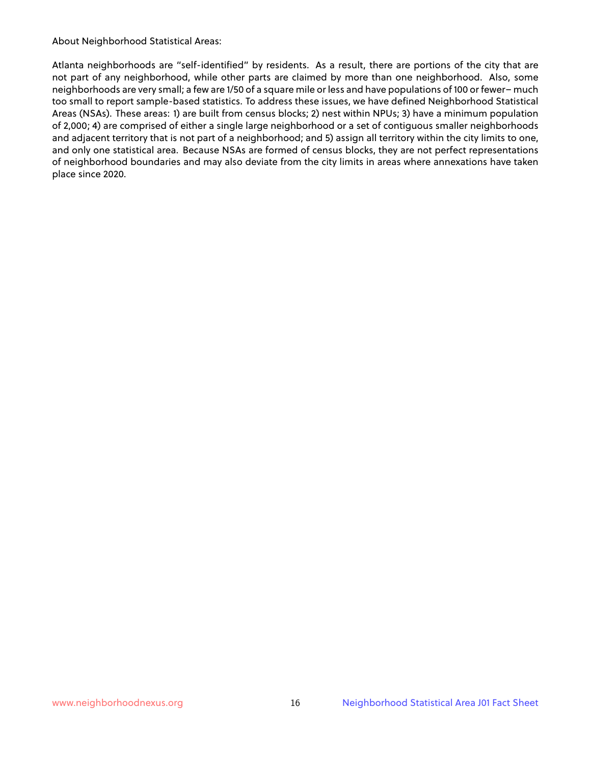About Neighborhood Statistical Areas:

Atlanta neighborhoods are "self-identified" by residents. As a result, there are portions of the city that are not part of any neighborhood, while other parts are claimed by more than one neighborhood. Also, some neighborhoods are very small; a few are 1/50 of a square mile or less and have populations of 100 or fewer– much too small to report sample-based statistics. To address these issues, we have defined Neighborhood Statistical Areas (NSAs). These areas: 1) are built from census blocks; 2) nest within NPUs; 3) have a minimum population of 2,000; 4) are comprised of either a single large neighborhood or a set of contiguous smaller neighborhoods and adjacent territory that is not part of a neighborhood; and 5) assign all territory within the city limits to one, and only one statistical area. Because NSAs are formed of census blocks, they are not perfect representations of neighborhood boundaries and may also deviate from the city limits in areas where annexations have taken place since 2020.